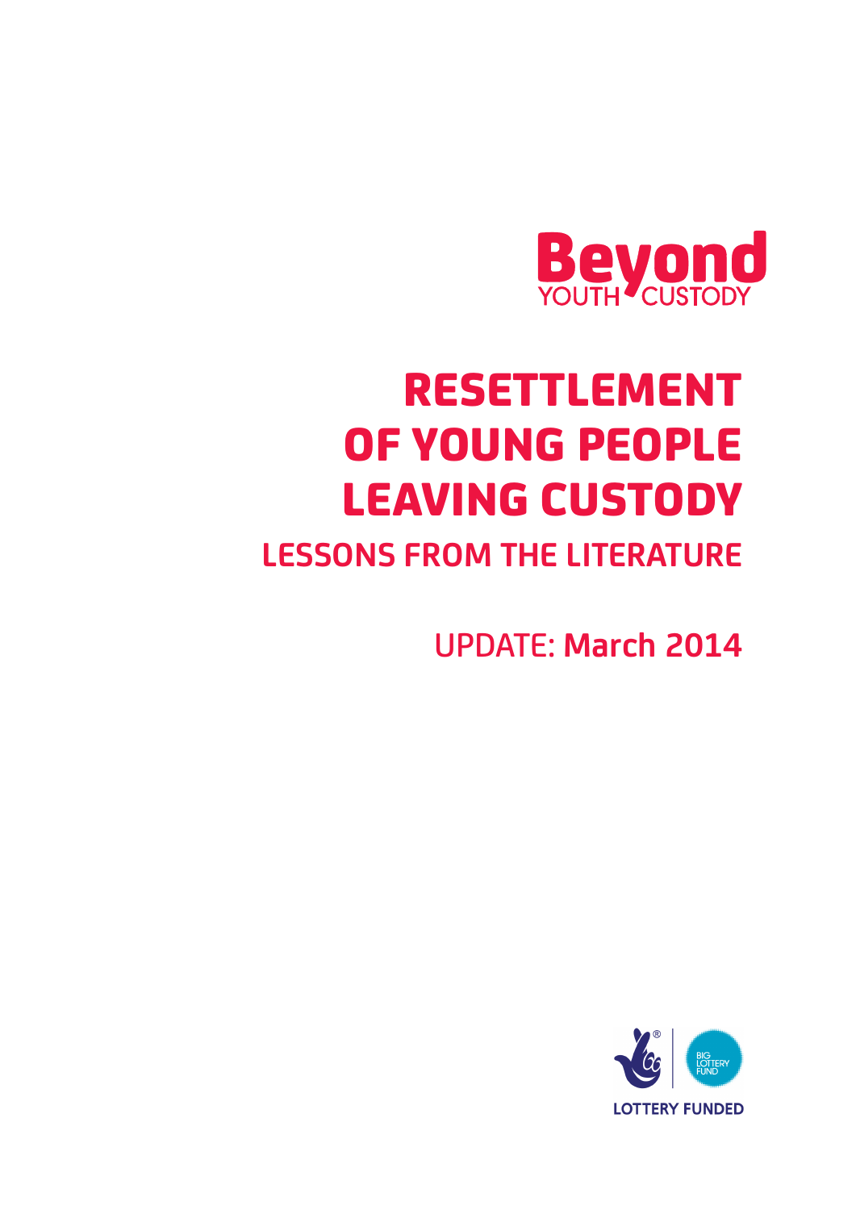Beyond
YOUTH CUSTODY

# RESETTLEMENT OF YOUNG PEOPLE LEAVING CUSTODY

## LESSONS FROM THE LITERATURE

UPDATE: **March 2014**

BIG LOTTERY FUND

LOTTERY FUNDED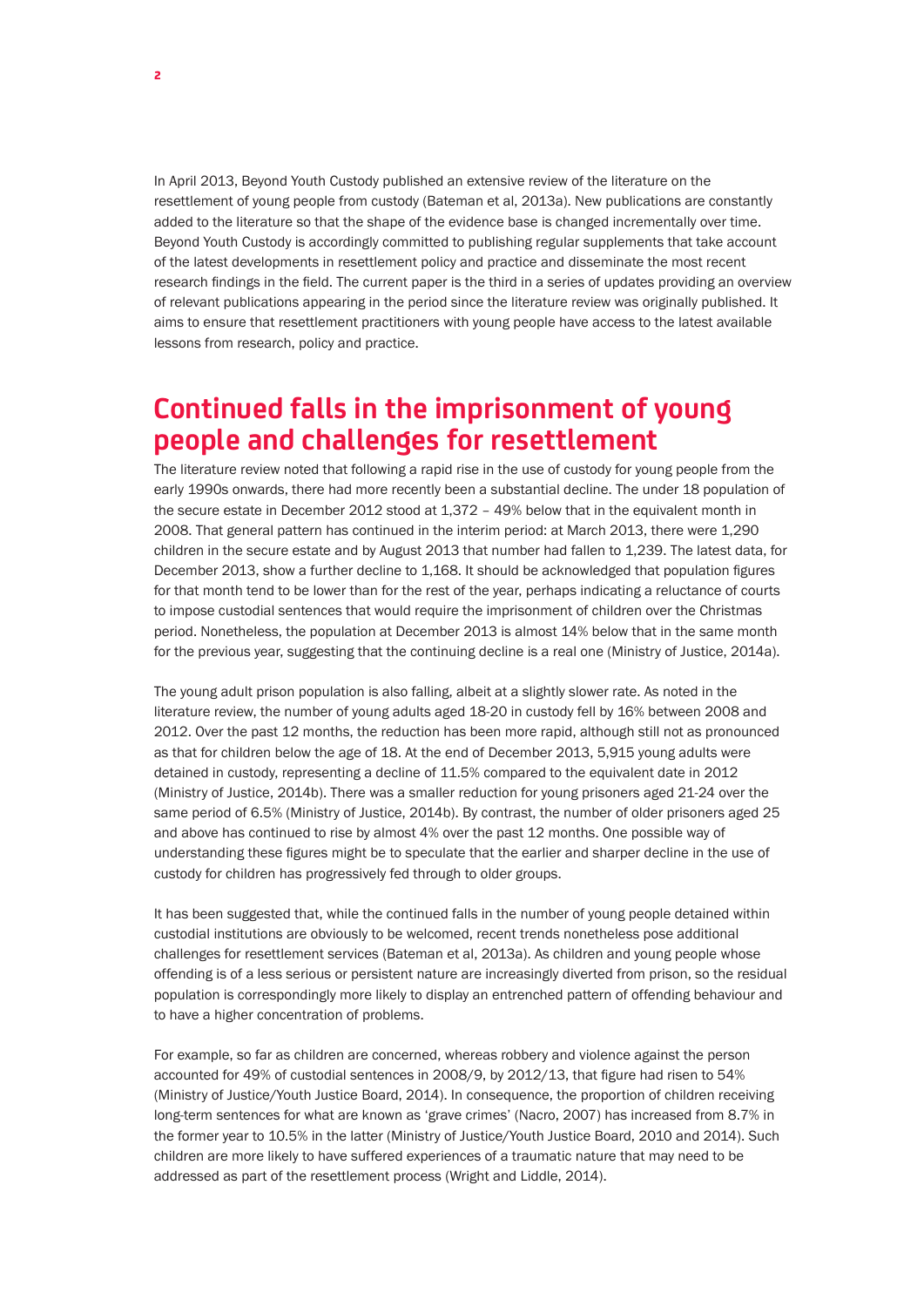In April 2013, Beyond Youth Custody published an extensive review of the literature on the resettlement of young people from custody (Bateman et al, 2013a). New publications are constantly added to the literature so that the shape of the evidence base is changed incrementally over time. Beyond Youth Custody is accordingly committed to publishing regular supplements that take account of the latest developments in resettlement policy and practice and disseminate the most recent research findings in the field. The current paper is the third in a series of updates providing an overview of relevant publications appearing in the period since the literature review was originally published. It aims to ensure that resettlement practitioners with young people have access to the latest available lessons from research, policy and practice.

## Continued falls in the imprisonment of young people and challenges for resettlement

The literature review noted that following a rapid rise in the use of custody for young people from the early 1990s onwards, there had more recently been a substantial decline. The under 18 population of the secure estate in December 2012 stood at 1,372 – 49% below that in the equivalent month in 2008. That general pattern has continued in the interim period: at March 2013, there were 1,290 children in the secure estate and by August 2013 that number had fallen to 1,239. The latest data, for December 2013, show a further decline to 1,168. It should be acknowledged that population figures for that month tend to be lower than for the rest of the year, perhaps indicating a reluctance of courts to impose custodial sentences that would require the imprisonment of children over the Christmas period. Nonetheless, the population at December 2013 is almost 14% below that in the same month for the previous year, suggesting that the continuing decline is a real one (Ministry of Justice, 2014a).

The young adult prison population is also falling, albeit at a slightly slower rate. As noted in the literature review, the number of young adults aged 18-20 in custody fell by 16% between 2008 and 2012. Over the past 12 months, the reduction has been more rapid, although still not as pronounced as that for children below the age of 18. At the end of December 2013, 5,915 young adults were detained in custody, representing a decline of 11.5% compared to the equivalent date in 2012 (Ministry of Justice, 2014b). There was a smaller reduction for young prisoners aged 21-24 over the same period of 6.5% (Ministry of Justice, 2014b). By contrast, the number of older prisoners aged 25 and above has continued to rise by almost 4% over the past 12 months. One possible way of understanding these figures might be to speculate that the earlier and sharper decline in the use of custody for children has progressively fed through to older groups.

It has been suggested that, while the continued falls in the number of young people detained within custodial institutions are obviously to be welcomed, recent trends nonetheless pose additional challenges for resettlement services (Bateman et al, 2013a). As children and young people whose offending is of a less serious or persistent nature are increasingly diverted from prison, so the residual population is correspondingly more likely to display an entrenched pattern of offending behaviour and to have a higher concentration of problems.

For example, so far as children are concerned, whereas robbery and violence against the person accounted for 49% of custodial sentences in 2008/9, by 2012/13, that figure had risen to 54% (Ministry of Justice/Youth Justice Board, 2014). In consequence, the proportion of children receiving long-term sentences for what are known as 'grave crimes' (Nacro, 2007) has increased from 8.7% in the former year to 10.5% in the latter (Ministry of Justice/Youth Justice Board, 2010 and 2014). Such children are more likely to have suffered experiences of a traumatic nature that may need to be addressed as part of the resettlement process (Wright and Liddle, 2014).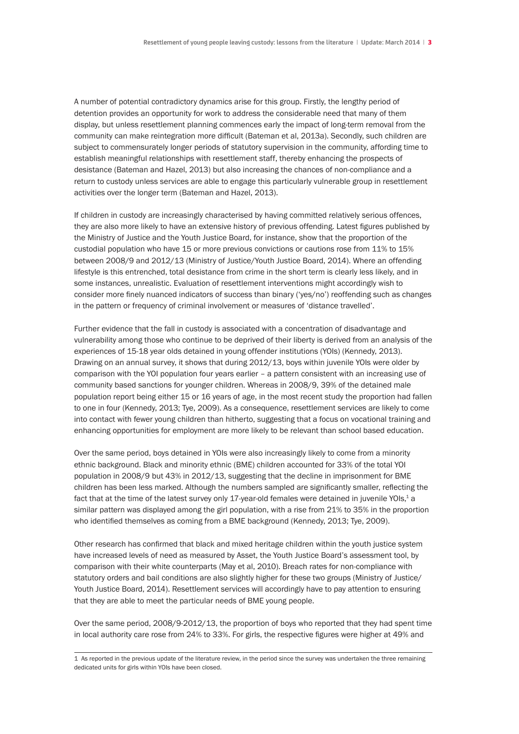A number of potential contradictory dynamics arise for this group. Firstly, the lengthy period of detention provides an opportunity for work to address the considerable need that many of them display, but unless resettlement planning commences early the impact of long-term removal from the community can make reintegration more difficult (Bateman et al, 2013a). Secondly, such children are subject to commensurately longer periods of statutory supervision in the community, affording time to establish meaningful relationships with resettlement staff, thereby enhancing the prospects of desistance (Bateman and Hazel, 2013) but also increasing the chances of non-compliance and a return to custody unless services are able to engage this particularly vulnerable group in resettlement activities over the longer term (Bateman and Hazel, 2013).

If children in custody are increasingly characterised by having committed relatively serious offences, they are also more likely to have an extensive history of previous offending. Latest figures published by the Ministry of Justice and the Youth Justice Board, for instance, show that the proportion of the custodial population who have 15 or more previous convictions or cautions rose from 11% to 15% between 2008/9 and 2012/13 (Ministry of Justice/Youth Justice Board, 2014). Where an offending lifestyle is this entrenched, total desistance from crime in the short term is clearly less likely, and in some instances, unrealistic. Evaluation of resettlement interventions might accordingly wish to consider more finely nuanced indicators of success than binary ('yes/no') reoffending such as changes in the pattern or frequency of criminal involvement or measures of 'distance travelled'.

Further evidence that the fall in custody is associated with a concentration of disadvantage and vulnerability among those who continue to be deprived of their liberty is derived from an analysis of the experiences of 15-18 year olds detained in young offender institutions (YOIs) (Kennedy, 2013). Drawing on an annual survey, it shows that during 2012/13, boys within juvenile YOIs were older by comparison with the YOI population four years earlier – a pattern consistent with an increasing use of community based sanctions for younger children. Whereas in 2008/9, 39% of the detained male population report being either 15 or 16 years of age, in the most recent study the proportion had fallen to one in four (Kennedy, 2013; Tye, 2009). As a consequence, resettlement services are likely to come into contact with fewer young children than hitherto, suggesting that a focus on vocational training and enhancing opportunities for employment are more likely to be relevant than school based education.

Over the same period, boys detained in YOIs were also increasingly likely to come from a minority ethnic background. Black and minority ethnic (BME) children accounted for 33% of the total YOI population in 2008/9 but 43% in 2012/13, suggesting that the decline in imprisonment for BME children has been less marked. Although the numbers sampled are significantly smaller, reflecting the fact that at the time of the latest survey only 17-year-old females were detained in juvenile YOIs,[1] a similar pattern was displayed among the girl population, with a rise from 21% to 35% in the proportion who identified themselves as coming from a BME background (Kennedy, 2013; Tye, 2009).

Other research has confirmed that black and mixed heritage children within the youth justice system have increased levels of need as measured by Asset, the Youth Justice Board's assessment tool, by comparison with their white counterparts (May et al, 2010). Breach rates for non-compliance with statutory orders and bail conditions are also slightly higher for these two groups (Ministry of Justice/ Youth Justice Board, 2014). Resettlement services will accordingly have to pay attention to ensuring that they are able to meet the particular needs of BME young people.

Over the same period, 2008/9-2012/13, the proportion of boys who reported that they had spent time in local authority care rose from 24% to 33%. For girls, the respective figures were higher at 49% and

---

1 As reported in the previous update of the literature review, in the period since the survey was undertaken the three remaining dedicated units for girls within YOIs have been closed.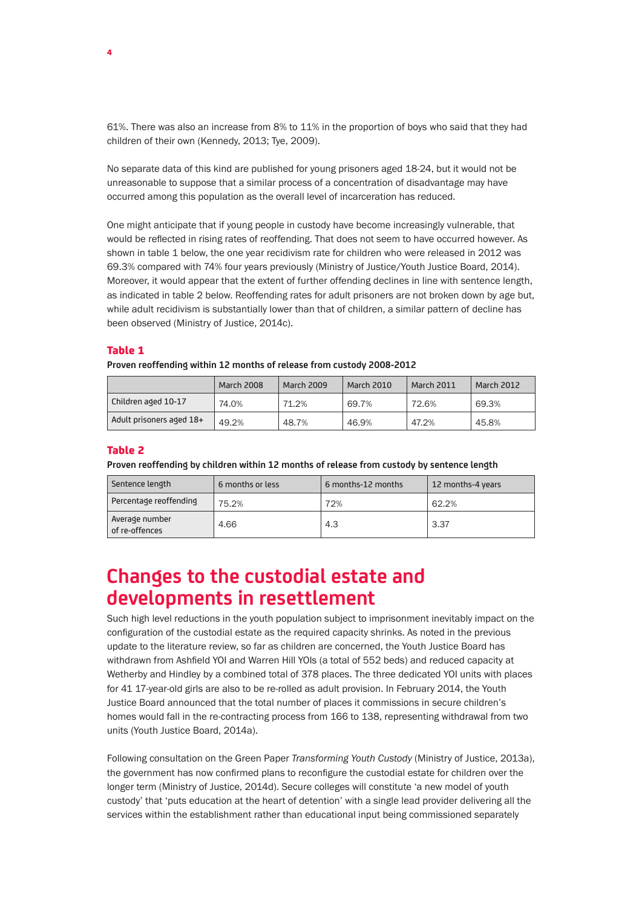61%. There was also an increase from 8% to 11% in the proportion of boys who said that they had children of their own (Kennedy, 2013; Tye, 2009).

No separate data of this kind are published for young prisoners aged 18-24, but it would not be unreasonable to suppose that a similar process of a concentration of disadvantage may have occurred among this population as the overall level of incarceration has reduced.

One might anticipate that if young people in custody have become increasingly vulnerable, that would be reflected in rising rates of reoffending. That does not seem to have occurred however. As shown in table 1 below, the one year recidivism rate for children who were released in 2012 was 69.3% compared with 74% four years previously (Ministry of Justice/Youth Justice Board, 2014). Moreover, it would appear that the extent of further offending declines in line with sentence length, as indicated in table 2 below. Reoffending rates for adult prisoners are not broken down by age but, while adult recidivism is substantially lower than that of children, a similar pattern of decline has been observed (Ministry of Justice, 2014c).

### Table 1

**Proven reoffending within 12 months of release from custody 2008-2012**

| | March 2008 | March 2009 | March 2010 | March 2011 | March 2012 |
|---|---|---|---|---|---|
| Children aged 10-17 | 74.0% | 71.2% | 69.7% | 72.6% | 69.3% |
| Adult prisoners aged 18+ | 49.2% | 48.7% | 46.9% | 47.2% | 45.8% |

### Table 2

**Proven reoffending by children within 12 months of release from custody by sentence length**

| Sentence length | 6 months or less | 6 months-12 months | 12 months-4 years |
|---|---|---|---|
| Percentage reoffending | 75.2% | 72% | 62.2% |
| Average number of re-offences | 4.66 | 4.3 | 3.37 |

## Changes to the custodial estate and developments in resettlement

Such high level reductions in the youth population subject to imprisonment inevitably impact on the configuration of the custodial estate as the required capacity shrinks. As noted in the previous update to the literature review, so far as children are concerned, the Youth Justice Board has withdrawn from Ashfield YOI and Warren Hill YOIs (a total of 552 beds) and reduced capacity at Wetherby and Hindley by a combined total of 378 places. The three dedicated YOI units with places for 41 17-year-old girls are also to be re-rolled as adult provision. In February 2014, the Youth Justice Board announced that the total number of places it commissions in secure children's homes would fall in the re-contracting process from 166 to 138, representing withdrawal from two units (Youth Justice Board, 2014a).

Following consultation on the Green Paper *Transforming Youth Custody* (Ministry of Justice, 2013a), the government has now confirmed plans to reconfigure the custodial estate for children over the longer term (Ministry of Justice, 2014d). Secure colleges will constitute 'a new model of youth custody' that 'puts education at the heart of detention' with a single lead provider delivering all the services within the establishment rather than educational input being commissioned separately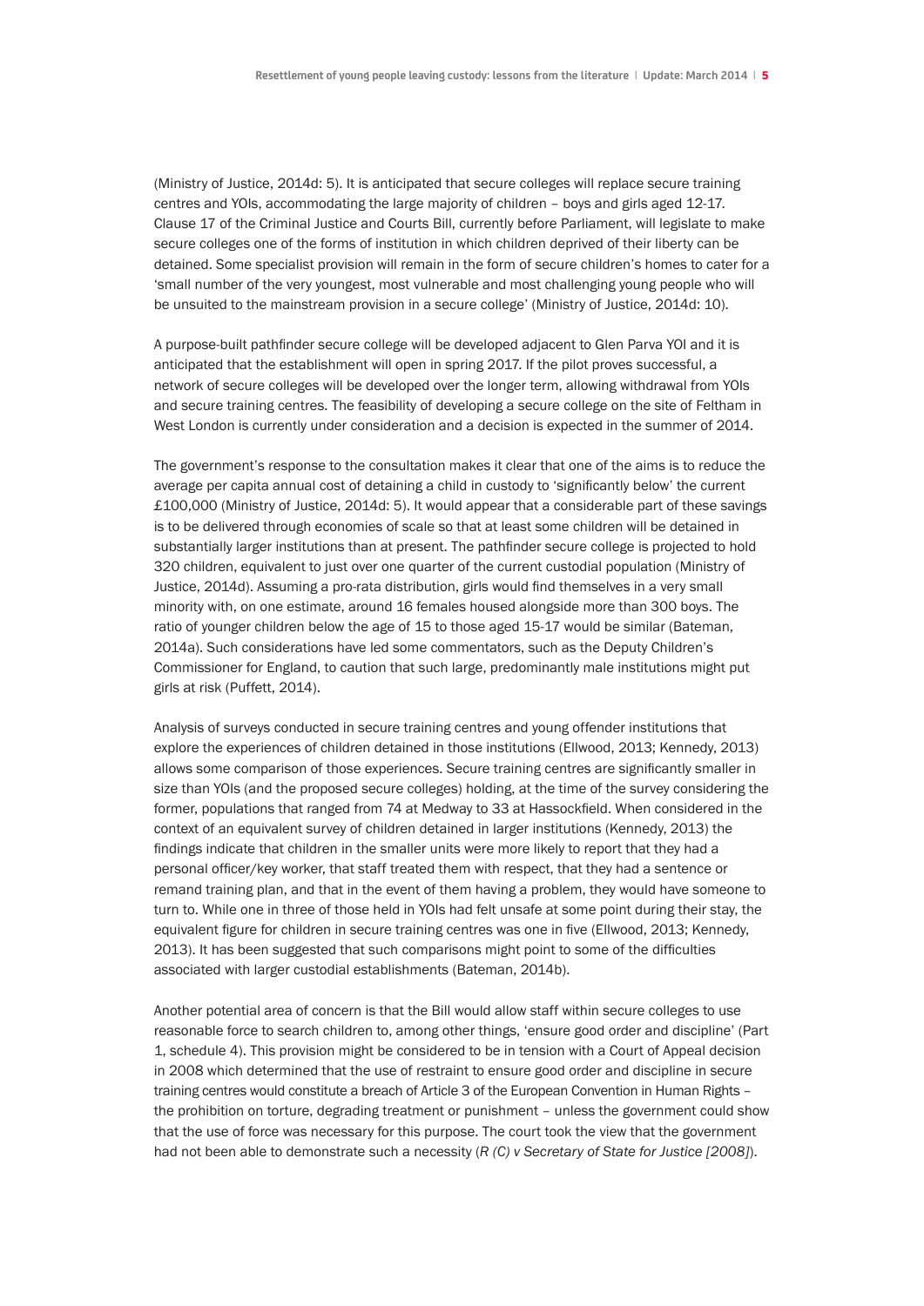(Ministry of Justice, 2014d: 5). It is anticipated that secure colleges will replace secure training centres and YOIs, accommodating the large majority of children – boys and girls aged 12-17. Clause 17 of the Criminal Justice and Courts Bill, currently before Parliament, will legislate to make secure colleges one of the forms of institution in which children deprived of their liberty can be detained. Some specialist provision will remain in the form of secure children's homes to cater for a 'small number of the very youngest, most vulnerable and most challenging young people who will be unsuited to the mainstream provision in a secure college' (Ministry of Justice, 2014d: 10).

A purpose-built pathfinder secure college will be developed adjacent to Glen Parva YOI and it is anticipated that the establishment will open in spring 2017. If the pilot proves successful, a network of secure colleges will be developed over the longer term, allowing withdrawal from YOIs and secure training centres. The feasibility of developing a secure college on the site of Feltham in West London is currently under consideration and a decision is expected in the summer of 2014.

The government's response to the consultation makes it clear that one of the aims is to reduce the average per capita annual cost of detaining a child in custody to 'significantly below' the current £100,000 (Ministry of Justice, 2014d: 5). It would appear that a considerable part of these savings is to be delivered through economies of scale so that at least some children will be detained in substantially larger institutions than at present. The pathfinder secure college is projected to hold 320 children, equivalent to just over one quarter of the current custodial population (Ministry of Justice, 2014d). Assuming a pro-rata distribution, girls would find themselves in a very small minority with, on one estimate, around 16 females housed alongside more than 300 boys. The ratio of younger children below the age of 15 to those aged 15-17 would be similar (Bateman, 2014a). Such considerations have led some commentators, such as the Deputy Children's Commissioner for England, to caution that such large, predominantly male institutions might put girls at risk (Puffett, 2014).

Analysis of surveys conducted in secure training centres and young offender institutions that explore the experiences of children detained in those institutions (Ellwood, 2013; Kennedy, 2013) allows some comparison of those experiences. Secure training centres are significantly smaller in size than YOIs (and the proposed secure colleges) holding, at the time of the survey considering the former, populations that ranged from 74 at Medway to 33 at Hassockfield. When considered in the context of an equivalent survey of children detained in larger institutions (Kennedy, 2013) the findings indicate that children in the smaller units were more likely to report that they had a personal officer/key worker, that staff treated them with respect, that they had a sentence or remand training plan, and that in the event of them having a problem, they would have someone to turn to. While one in three of those held in YOIs had felt unsafe at some point during their stay, the equivalent figure for children in secure training centres was one in five (Ellwood, 2013; Kennedy, 2013). It has been suggested that such comparisons might point to some of the difficulties associated with larger custodial establishments (Bateman, 2014b).

Another potential area of concern is that the Bill would allow staff within secure colleges to use reasonable force to search children to, among other things, 'ensure good order and discipline' (Part 1, schedule 4). This provision might be considered to be in tension with a Court of Appeal decision in 2008 which determined that the use of restraint to ensure good order and discipline in secure training centres would constitute a breach of Article 3 of the European Convention in Human Rights – the prohibition on torture, degrading treatment or punishment – unless the government could show that the use of force was necessary for this purpose. The court took the view that the government had not been able to demonstrate such a necessity (*R (C) v Secretary of State for Justice [2008]*).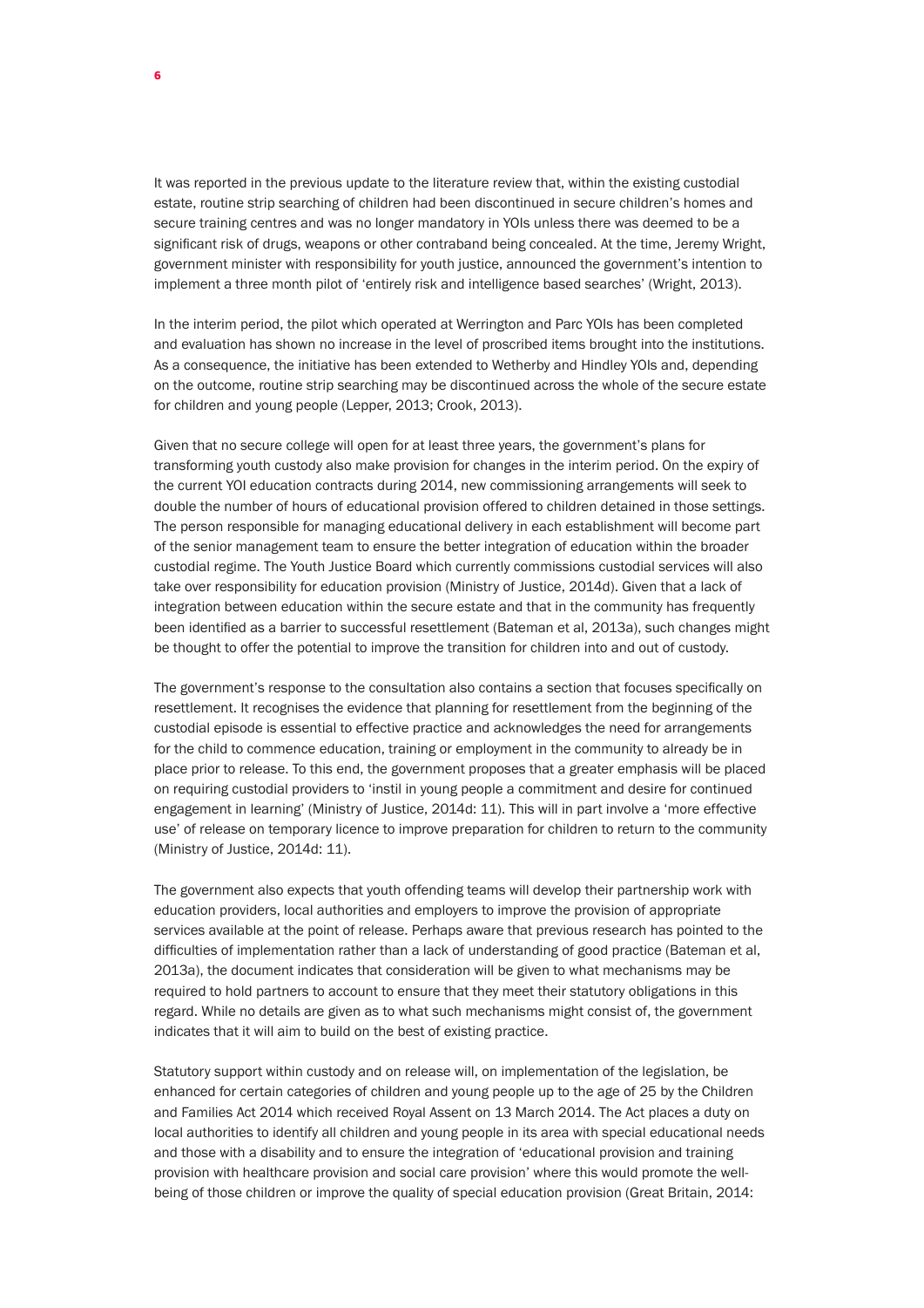It was reported in the previous update to the literature review that, within the existing custodial estate, routine strip searching of children had been discontinued in secure children's homes and secure training centres and was no longer mandatory in YOIs unless there was deemed to be a significant risk of drugs, weapons or other contraband being concealed. At the time, Jeremy Wright, government minister with responsibility for youth justice, announced the government's intention to implement a three month pilot of 'entirely risk and intelligence based searches' (Wright, 2013).

In the interim period, the pilot which operated at Werrington and Parc YOIs has been completed and evaluation has shown no increase in the level of proscribed items brought into the institutions. As a consequence, the initiative has been extended to Wetherby and Hindley YOIs and, depending on the outcome, routine strip searching may be discontinued across the whole of the secure estate for children and young people (Lepper, 2013; Crook, 2013).

Given that no secure college will open for at least three years, the government's plans for transforming youth custody also make provision for changes in the interim period. On the expiry of the current YOI education contracts during 2014, new commissioning arrangements will seek to double the number of hours of educational provision offered to children detained in those settings. The person responsible for managing educational delivery in each establishment will become part of the senior management team to ensure the better integration of education within the broader custodial regime. The Youth Justice Board which currently commissions custodial services will also take over responsibility for education provision (Ministry of Justice, 2014d). Given that a lack of integration between education within the secure estate and that in the community has frequently been identified as a barrier to successful resettlement (Bateman et al, 2013a), such changes might be thought to offer the potential to improve the transition for children into and out of custody.

The government's response to the consultation also contains a section that focuses specifically on resettlement. It recognises the evidence that planning for resettlement from the beginning of the custodial episode is essential to effective practice and acknowledges the need for arrangements for the child to commence education, training or employment in the community to already be in place prior to release. To this end, the government proposes that a greater emphasis will be placed on requiring custodial providers to 'instil in young people a commitment and desire for continued engagement in learning' (Ministry of Justice, 2014d: 11). This will in part involve a 'more effective use' of release on temporary licence to improve preparation for children to return to the community (Ministry of Justice, 2014d: 11).

The government also expects that youth offending teams will develop their partnership work with education providers, local authorities and employers to improve the provision of appropriate services available at the point of release. Perhaps aware that previous research has pointed to the difficulties of implementation rather than a lack of understanding of good practice (Bateman et al, 2013a), the document indicates that consideration will be given to what mechanisms may be required to hold partners to account to ensure that they meet their statutory obligations in this regard. While no details are given as to what such mechanisms might consist of, the government indicates that it will aim to build on the best of existing practice.

Statutory support within custody and on release will, on implementation of the legislation, be enhanced for certain categories of children and young people up to the age of 25 by the Children and Families Act 2014 which received Royal Assent on 13 March 2014. The Act places a duty on local authorities to identify all children and young people in its area with special educational needs and those with a disability and to ensure the integration of 'educational provision and training provision with healthcare provision and social care provision' where this would promote the well-being of those children or improve the quality of special education provision (Great Britain, 2014: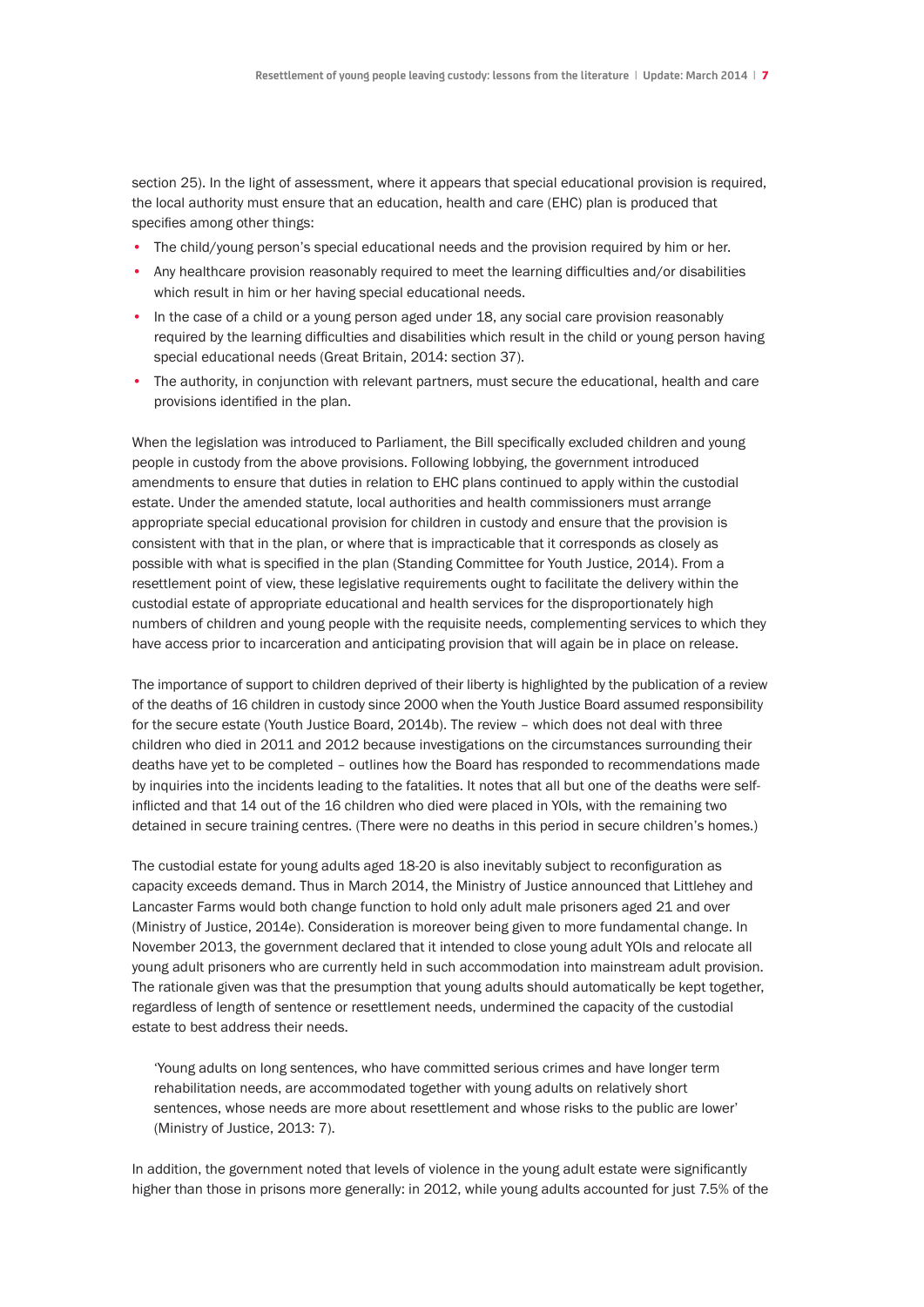section 25). In the light of assessment, where it appears that special educational provision is required, the local authority must ensure that an education, health and care (EHC) plan is produced that specifies among other things:

- The child/young person's special educational needs and the provision required by him or her.
- Any healthcare provision reasonably required to meet the learning difficulties and/or disabilities which result in him or her having special educational needs.
- In the case of a child or a young person aged under 18, any social care provision reasonably required by the learning difficulties and disabilities which result in the child or young person having special educational needs (Great Britain, 2014: section 37).
- The authority, in conjunction with relevant partners, must secure the educational, health and care provisions identified in the plan.

When the legislation was introduced to Parliament, the Bill specifically excluded children and young people in custody from the above provisions. Following lobbying, the government introduced amendments to ensure that duties in relation to EHC plans continued to apply within the custodial estate. Under the amended statute, local authorities and health commissioners must arrange appropriate special educational provision for children in custody and ensure that the provision is consistent with that in the plan, or where that is impracticable that it corresponds as closely as possible with what is specified in the plan (Standing Committee for Youth Justice, 2014). From a resettlement point of view, these legislative requirements ought to facilitate the delivery within the custodial estate of appropriate educational and health services for the disproportionately high numbers of children and young people with the requisite needs, complementing services to which they have access prior to incarceration and anticipating provision that will again be in place on release.

The importance of support to children deprived of their liberty is highlighted by the publication of a review of the deaths of 16 children in custody since 2000 when the Youth Justice Board assumed responsibility for the secure estate (Youth Justice Board, 2014b). The review – which does not deal with three children who died in 2011 and 2012 because investigations on the circumstances surrounding their deaths have yet to be completed – outlines how the Board has responded to recommendations made by inquiries into the incidents leading to the fatalities. It notes that all but one of the deaths were self-inflicted and that 14 out of the 16 children who died were placed in YOIs, with the remaining two detained in secure training centres. (There were no deaths in this period in secure children's homes.)

The custodial estate for young adults aged 18-20 is also inevitably subject to reconfiguration as capacity exceeds demand. Thus in March 2014, the Ministry of Justice announced that Littlehey and Lancaster Farms would both change function to hold only adult male prisoners aged 21 and over (Ministry of Justice, 2014e). Consideration is moreover being given to more fundamental change. In November 2013, the government declared that it intended to close young adult YOIs and relocate all young adult prisoners who are currently held in such accommodation into mainstream adult provision. The rationale given was that the presumption that young adults should automatically be kept together, regardless of length of sentence or resettlement needs, undermined the capacity of the custodial estate to best address their needs.

> 'Young adults on long sentences, who have committed serious crimes and have longer term rehabilitation needs, are accommodated together with young adults on relatively short sentences, whose needs are more about resettlement and whose risks to the public are lower' (Ministry of Justice, 2013: 7).

In addition, the government noted that levels of violence in the young adult estate were significantly higher than those in prisons more generally: in 2012, while young adults accounted for just 7.5% of the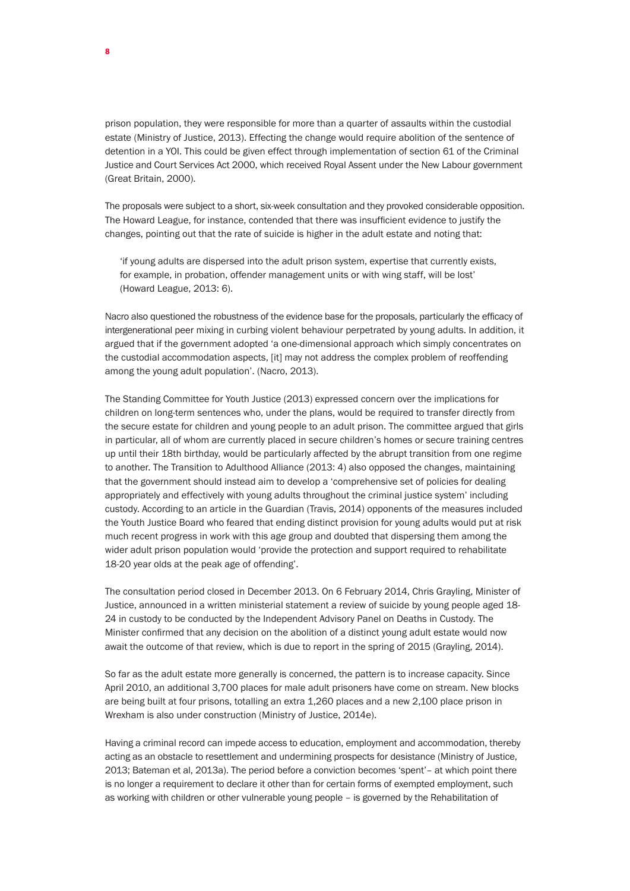prison population, they were responsible for more than a quarter of assaults within the custodial estate (Ministry of Justice, 2013). Effecting the change would require abolition of the sentence of detention in a YOI. This could be given effect through implementation of section 61 of the Criminal Justice and Court Services Act 2000, which received Royal Assent under the New Labour government (Great Britain, 2000).

The proposals were subject to a short, six-week consultation and they provoked considerable opposition. The Howard League, for instance, contended that there was insufficient evidence to justify the changes, pointing out that the rate of suicide is higher in the adult estate and noting that:

> 'if young adults are dispersed into the adult prison system, expertise that currently exists, for example, in probation, offender management units or with wing staff, will be lost' (Howard League, 2013: 6).

Nacro also questioned the robustness of the evidence base for the proposals, particularly the efficacy of intergenerational peer mixing in curbing violent behaviour perpetrated by young adults. In addition, it argued that if the government adopted 'a one-dimensional approach which simply concentrates on the custodial accommodation aspects, [it] may not address the complex problem of reoffending among the young adult population'. (Nacro, 2013).

The Standing Committee for Youth Justice (2013) expressed concern over the implications for children on long-term sentences who, under the plans, would be required to transfer directly from the secure estate for children and young people to an adult prison. The committee argued that girls in particular, all of whom are currently placed in secure children's homes or secure training centres up until their 18th birthday, would be particularly affected by the abrupt transition from one regime to another. The Transition to Adulthood Alliance (2013: 4) also opposed the changes, maintaining that the government should instead aim to develop a 'comprehensive set of policies for dealing appropriately and effectively with young adults throughout the criminal justice system' including custody. According to an article in the Guardian (Travis, 2014) opponents of the measures included the Youth Justice Board who feared that ending distinct provision for young adults would put at risk much recent progress in work with this age group and doubted that dispersing them among the wider adult prison population would 'provide the protection and support required to rehabilitate 18-20 year olds at the peak age of offending'.

The consultation period closed in December 2013. On 6 February 2014, Chris Grayling, Minister of Justice, announced in a written ministerial statement a review of suicide by young people aged 18-24 in custody to be conducted by the Independent Advisory Panel on Deaths in Custody. The Minister confirmed that any decision on the abolition of a distinct young adult estate would now await the outcome of that review, which is due to report in the spring of 2015 (Grayling, 2014).

So far as the adult estate more generally is concerned, the pattern is to increase capacity. Since April 2010, an additional 3,700 places for male adult prisoners have come on stream. New blocks are being built at four prisons, totalling an extra 1,260 places and a new 2,100 place prison in Wrexham is also under construction (Ministry of Justice, 2014e).

Having a criminal record can impede access to education, employment and accommodation, thereby acting as an obstacle to resettlement and undermining prospects for desistance (Ministry of Justice, 2013; Bateman et al, 2013a). The period before a conviction becomes 'spent'– at which point there is no longer a requirement to declare it other than for certain forms of exempted employment, such as working with children or other vulnerable young people – is governed by the Rehabilitation of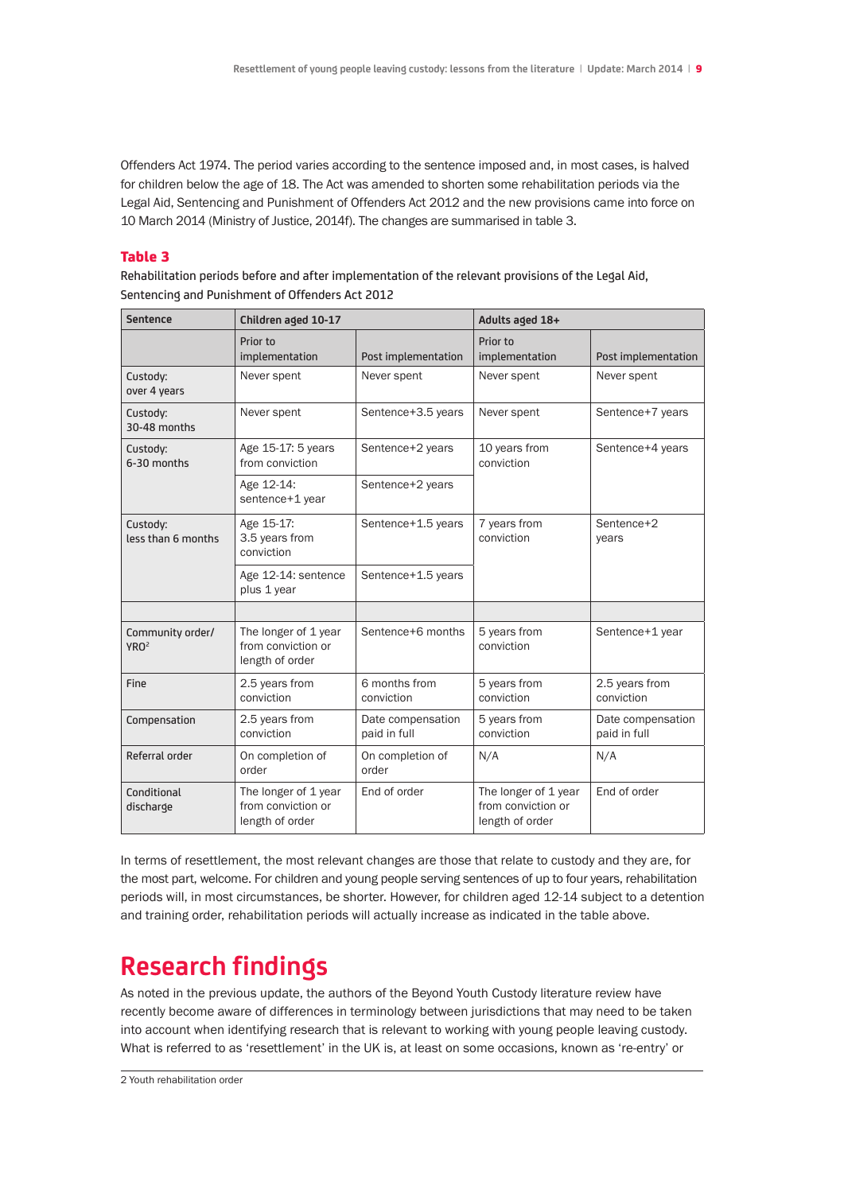Offenders Act 1974. The period varies according to the sentence imposed and, in most cases, is halved for children below the age of 18. The Act was amended to shorten some rehabilitation periods via the Legal Aid, Sentencing and Punishment of Offenders Act 2012 and the new provisions came into force on 10 March 2014 (Ministry of Justice, 2014f). The changes are summarised in table 3.

**Table 3**

Rehabilitation periods before and after implementation of the relevant provisions of the Legal Aid, Sentencing and Punishment of Offenders Act 2012

| Sentence | Children aged 10-17 | | Adults aged 18+ | |
|---|---|---|---|---|
| | Prior to implementation | Post implementation | Prior to implementation | Post implementation |
| Custody: over 4 years | Never spent | Never spent | Never spent | Never spent |
| Custody: 30-48 months | Never spent | Sentence+3.5 years | Never spent | Sentence+7 years |
| Custody: 6-30 months | Age 15-17: 5 years from conviction | Sentence+2 years | 10 years from conviction | Sentence+4 years |
| | Age 12-14: sentence+1 year | Sentence+2 years | | |
| Custody: less than 6 months | Age 15-17: 3.5 years from conviction | Sentence+1.5 years | 7 years from conviction | Sentence+2 years |
| | Age 12-14: sentence plus 1 year | Sentence+1.5 years | | |
| | | | | |
| Community order/ YRO[2] | The longer of 1 year from conviction or length of order | Sentence+6 months | 5 years from conviction | Sentence+1 year |
| Fine | 2.5 years from conviction | 6 months from conviction | 5 years from conviction | 2.5 years from conviction |
| Compensation | 2.5 years from conviction | Date compensation paid in full | 5 years from conviction | Date compensation paid in full |
| Referral order | On completion of order | On completion of order | N/A | N/A |
| Conditional discharge | The longer of 1 year from conviction or length of order | End of order | The longer of 1 year from conviction or length of order | End of order |

In terms of resettlement, the most relevant changes are those that relate to custody and they are, for the most part, welcome. For children and young people serving sentences of up to four years, rehabilitation periods will, in most circumstances, be shorter. However, for children aged 12-14 subject to a detention and training order, rehabilitation periods will actually increase as indicated in the table above.

# Research findings

As noted in the previous update, the authors of the Beyond Youth Custody literature review have recently become aware of differences in terminology between jurisdictions that may need to be taken into account when identifying research that is relevant to working with young people leaving custody. What is referred to as 'resettlement' in the UK is, at least on some occasions, known as 're-entry' or

2 Youth rehabilitation order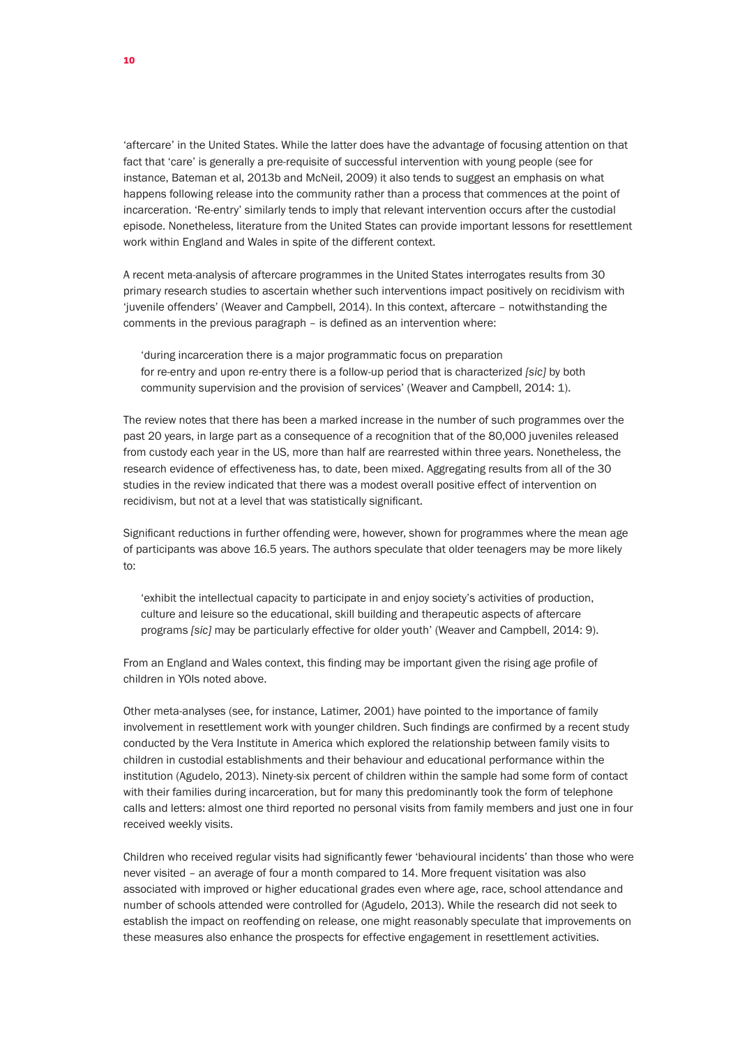'aftercare' in the United States. While the latter does have the advantage of focusing attention on that fact that 'care' is generally a pre-requisite of successful intervention with young people (see for instance, Bateman et al, 2013b and McNeil, 2009) it also tends to suggest an emphasis on what happens following release into the community rather than a process that commences at the point of incarceration. 'Re-entry' similarly tends to imply that relevant intervention occurs after the custodial episode. Nonetheless, literature from the United States can provide important lessons for resettlement work within England and Wales in spite of the different context.

A recent meta-analysis of aftercare programmes in the United States interrogates results from 30 primary research studies to ascertain whether such interventions impact positively on recidivism with 'juvenile offenders' (Weaver and Campbell, 2014). In this context, aftercare – notwithstanding the comments in the previous paragraph – is defined as an intervention where:

> 'during incarceration there is a major programmatic focus on preparation for re-entry and upon re-entry there is a follow-up period that is characterized *[sic]* by both community supervision and the provision of services' (Weaver and Campbell, 2014: 1).

The review notes that there has been a marked increase in the number of such programmes over the past 20 years, in large part as a consequence of a recognition that of the 80,000 juveniles released from custody each year in the US, more than half are rearrested within three years. Nonetheless, the research evidence of effectiveness has, to date, been mixed. Aggregating results from all of the 30 studies in the review indicated that there was a modest overall positive effect of intervention on recidivism, but not at a level that was statistically significant.

Significant reductions in further offending were, however, shown for programmes where the mean age of participants was above 16.5 years. The authors speculate that older teenagers may be more likely to:

> 'exhibit the intellectual capacity to participate in and enjoy society's activities of production, culture and leisure so the educational, skill building and therapeutic aspects of aftercare programs *[sic]* may be particularly effective for older youth' (Weaver and Campbell, 2014: 9).

From an England and Wales context, this finding may be important given the rising age profile of children in YOIs noted above.

Other meta-analyses (see, for instance, Latimer, 2001) have pointed to the importance of family involvement in resettlement work with younger children. Such findings are confirmed by a recent study conducted by the Vera Institute in America which explored the relationship between family visits to children in custodial establishments and their behaviour and educational performance within the institution (Agudelo, 2013). Ninety-six percent of children within the sample had some form of contact with their families during incarceration, but for many this predominantly took the form of telephone calls and letters: almost one third reported no personal visits from family members and just one in four received weekly visits.

Children who received regular visits had significantly fewer 'behavioural incidents' than those who were never visited – an average of four a month compared to 14. More frequent visitation was also associated with improved or higher educational grades even where age, race, school attendance and number of schools attended were controlled for (Agudelo, 2013). While the research did not seek to establish the impact on reoffending on release, one might reasonably speculate that improvements on these measures also enhance the prospects for effective engagement in resettlement activities.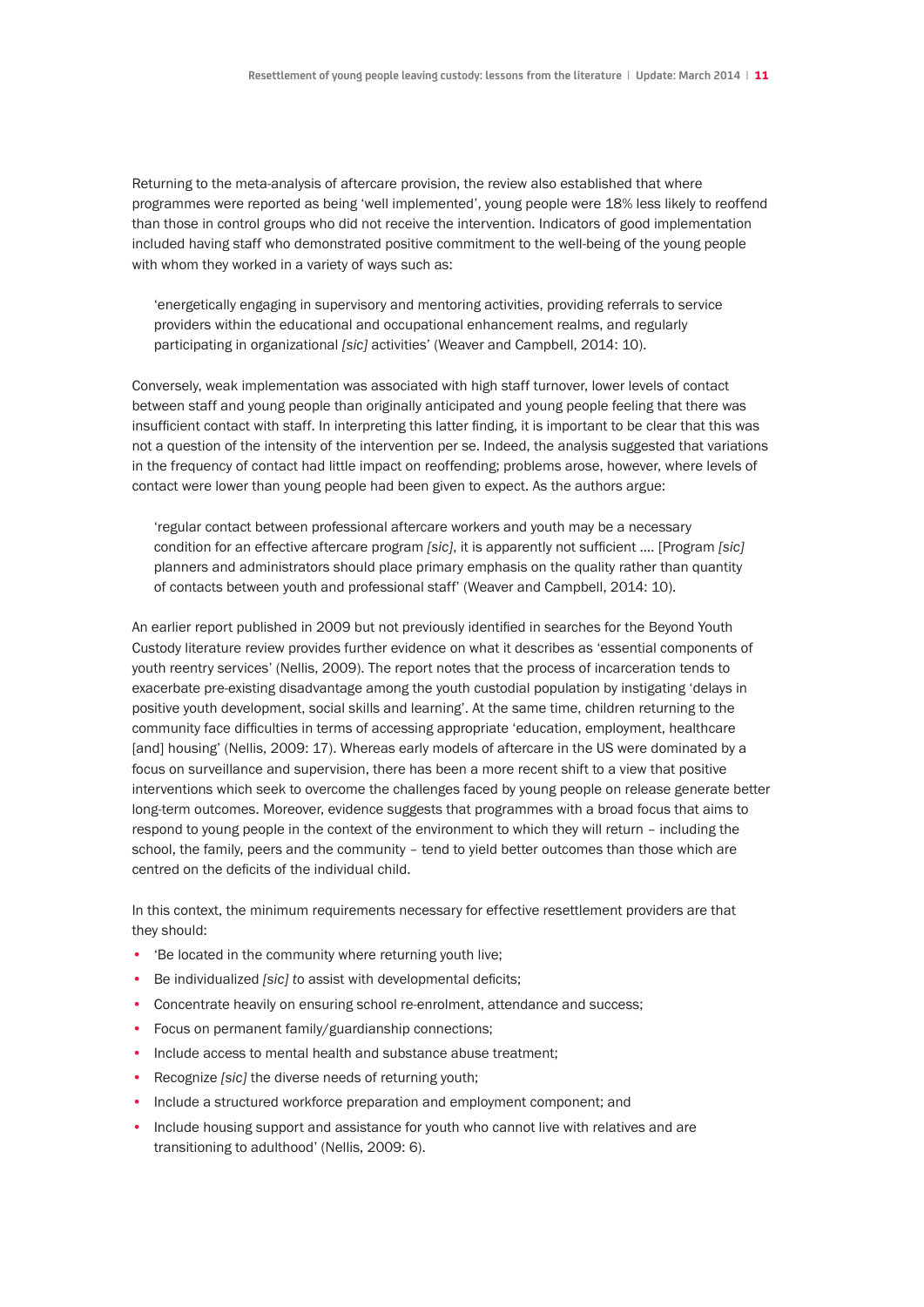Returning to the meta-analysis of aftercare provision, the review also established that where programmes were reported as being 'well implemented', young people were 18% less likely to reoffend than those in control groups who did not receive the intervention. Indicators of good implementation included having staff who demonstrated positive commitment to the well-being of the young people with whom they worked in a variety of ways such as:

> 'energetically engaging in supervisory and mentoring activities, providing referrals to service providers within the educational and occupational enhancement realms, and regularly participating in organizational *[sic]* activities' (Weaver and Campbell, 2014: 10).

Conversely, weak implementation was associated with high staff turnover, lower levels of contact between staff and young people than originally anticipated and young people feeling that there was insufficient contact with staff. In interpreting this latter finding, it is important to be clear that this was not a question of the intensity of the intervention per se. Indeed, the analysis suggested that variations in the frequency of contact had little impact on reoffending; problems arose, however, where levels of contact were lower than young people had been given to expect. As the authors argue:

> 'regular contact between professional aftercare workers and youth may be a necessary condition for an effective aftercare program *[sic]*, it is apparently not sufficient .... [Program *[sic]* planners and administrators should place primary emphasis on the quality rather than quantity of contacts between youth and professional staff' (Weaver and Campbell, 2014: 10).

An earlier report published in 2009 but not previously identified in searches for the Beyond Youth Custody literature review provides further evidence on what it describes as 'essential components of youth reentry services' (Nellis, 2009). The report notes that the process of incarceration tends to exacerbate pre-existing disadvantage among the youth custodial population by instigating 'delays in positive youth development, social skills and learning'. At the same time, children returning to the community face difficulties in terms of accessing appropriate 'education, employment, healthcare [and] housing' (Nellis, 2009: 17). Whereas early models of aftercare in the US were dominated by a focus on surveillance and supervision, there has been a more recent shift to a view that positive interventions which seek to overcome the challenges faced by young people on release generate better long-term outcomes. Moreover, evidence suggests that programmes with a broad focus that aims to respond to young people in the context of the environment to which they will return – including the school, the family, peers and the community – tend to yield better outcomes than those which are centred on the deficits of the individual child.

In this context, the minimum requirements necessary for effective resettlement providers are that they should:

- 'Be located in the community where returning youth live;
- Be individualized *[sic] to* assist with developmental deficits;
- Concentrate heavily on ensuring school re-enrolment, attendance and success;
- Focus on permanent family/guardianship connections;
- Include access to mental health and substance abuse treatment;
- Recognize *[sic]* the diverse needs of returning youth;
- Include a structured workforce preparation and employment component; and
- Include housing support and assistance for youth who cannot live with relatives and are transitioning to adulthood' (Nellis, 2009: 6).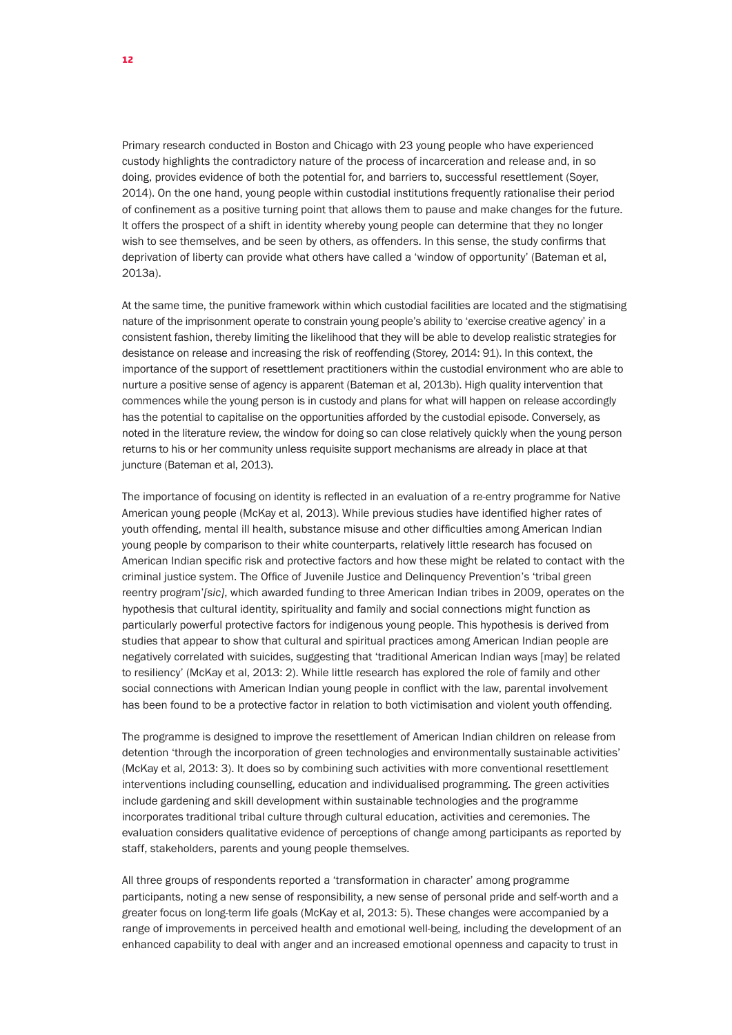Primary research conducted in Boston and Chicago with 23 young people who have experienced custody highlights the contradictory nature of the process of incarceration and release and, in so doing, provides evidence of both the potential for, and barriers to, successful resettlement (Soyer, 2014). On the one hand, young people within custodial institutions frequently rationalise their period of confinement as a positive turning point that allows them to pause and make changes for the future. It offers the prospect of a shift in identity whereby young people can determine that they no longer wish to see themselves, and be seen by others, as offenders. In this sense, the study confirms that deprivation of liberty can provide what others have called a 'window of opportunity' (Bateman et al, 2013a).

At the same time, the punitive framework within which custodial facilities are located and the stigmatising nature of the imprisonment operate to constrain young people's ability to 'exercise creative agency' in a consistent fashion, thereby limiting the likelihood that they will be able to develop realistic strategies for desistance on release and increasing the risk of reoffending (Storey, 2014: 91). In this context, the importance of the support of resettlement practitioners within the custodial environment who are able to nurture a positive sense of agency is apparent (Bateman et al, 2013b). High quality intervention that commences while the young person is in custody and plans for what will happen on release accordingly has the potential to capitalise on the opportunities afforded by the custodial episode. Conversely, as noted in the literature review, the window for doing so can close relatively quickly when the young person returns to his or her community unless requisite support mechanisms are already in place at that juncture (Bateman et al, 2013).

The importance of focusing on identity is reflected in an evaluation of a re-entry programme for Native American young people (McKay et al, 2013). While previous studies have identified higher rates of youth offending, mental ill health, substance misuse and other difficulties among American Indian young people by comparison to their white counterparts, relatively little research has focused on American Indian specific risk and protective factors and how these might be related to contact with the criminal justice system. The Office of Juvenile Justice and Delinquency Prevention's 'tribal green reentry program'*[sic]*, which awarded funding to three American Indian tribes in 2009, operates on the hypothesis that cultural identity, spirituality and family and social connections might function as particularly powerful protective factors for indigenous young people. This hypothesis is derived from studies that appear to show that cultural and spiritual practices among American Indian people are negatively correlated with suicides, suggesting that 'traditional American Indian ways [may] be related to resiliency' (McKay et al, 2013: 2). While little research has explored the role of family and other social connections with American Indian young people in conflict with the law, parental involvement has been found to be a protective factor in relation to both victimisation and violent youth offending.

The programme is designed to improve the resettlement of American Indian children on release from detention 'through the incorporation of green technologies and environmentally sustainable activities' (McKay et al, 2013: 3). It does so by combining such activities with more conventional resettlement interventions including counselling, education and individualised programming. The green activities include gardening and skill development within sustainable technologies and the programme incorporates traditional tribal culture through cultural education, activities and ceremonies. The evaluation considers qualitative evidence of perceptions of change among participants as reported by staff, stakeholders, parents and young people themselves.

All three groups of respondents reported a 'transformation in character' among programme participants, noting a new sense of responsibility, a new sense of personal pride and self-worth and a greater focus on long-term life goals (McKay et al, 2013: 5). These changes were accompanied by a range of improvements in perceived health and emotional well-being, including the development of an enhanced capability to deal with anger and an increased emotional openness and capacity to trust in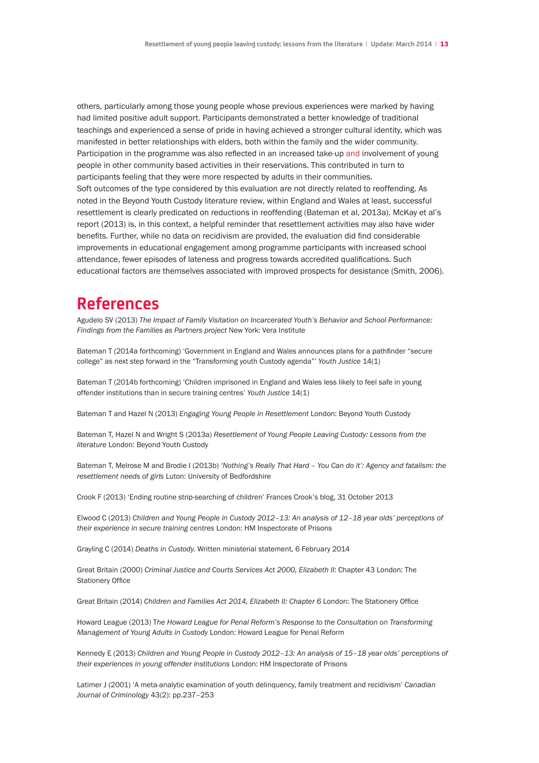others, particularly among those young people whose previous experiences were marked by having had limited positive adult support. Participants demonstrated a better knowledge of traditional teachings and experienced a sense of pride in having achieved a stronger cultural identity, which was manifested in better relationships with elders, both within the family and the wider community. Participation in the programme was also reflected in an increased take-up and involvement of young people in other community based activities in their reservations. This contributed in turn to participants feeling that they were more respected by adults in their communities.

Soft outcomes of the type considered by this evaluation are not directly related to reoffending. As noted in the Beyond Youth Custody literature review, within England and Wales at least, successful resettlement is clearly predicated on reductions in reoffending (Bateman et al, 2013a). McKay et al's report (2013) is, in this context, a helpful reminder that resettlement activities may also have wider benefits. Further, while no data on recidivism are provided, the evaluation did find considerable improvements in educational engagement among programme participants with increased school attendance, fewer episodes of lateness and progress towards accredited qualifications. Such educational factors are themselves associated with improved prospects for desistance (Smith, 2006).

# References

Agudelo SV (2013) *The Impact of Family Visitation on Incarcerated Youth's Behavior and School Performance: Findings from the Families as Partners project* New York: Vera Institute

Bateman T (2014a forthcoming) 'Government in England and Wales announces plans for a pathfinder "secure college" as next step forward in the "Transforming youth Custody agenda"' *Youth Justice* 14(1)

Bateman T (2014b forthcoming) 'Children imprisoned in England and Wales less likely to feel safe in young offender institutions than in secure training centres' *Youth Justice* 14(1)

Bateman T and Hazel N (2013) *Engaging Young People in Resettlement* London: Beyond Youth Custody

Bateman T, Hazel N and Wright S (2013a) *Resettlement of Young People Leaving Custody: Lessons from the literature* London: Beyond Youth Custody

Bateman T, Melrose M and Brodie I (2013b) *'Nothing's Really That Hard – You Can do it': Agency and fatalism: the resettlement needs of girls* Luton: University of Bedfordshire

Crook F (2013) 'Ending routine strip-searching of children' Frances Crook's blog, 31 October 2013

Elwood C (2013) *Children and Young People in Custody 2012–13: An analysis of 12–18 year olds' perceptions of their experience in secure training centres* London: HM Inspectorate of Prisons

Grayling C (2014) *Deaths in Custody.* Written ministerial statement, 6 February 2014

Great Britain (2000) *Criminal Justice and Courts Services Act 2000, Elizabeth II*: Chapter 43 London: The Stationery Office

Great Britain (2014) *Children and Families Act 2014, Elizabeth II: Chapter 6* London: The Stationery Office

Howard League (2013) T*he Howard League for Penal Reform's Response to the Consultation on Transforming Management of Young Adults in Custody* London: Howard League for Penal Reform

Kennedy E (2013) *Children and Young People in Custody 2012–13: An analysis of 15–18 year olds' perceptions of their experiences in young offender institutions* London: HM Inspectorate of Prisons

Latimer J (2001) 'A meta-analytic examination of youth delinquency, family treatment and recidivism' *Canadian Journal of Criminology* 43(2): pp.237–253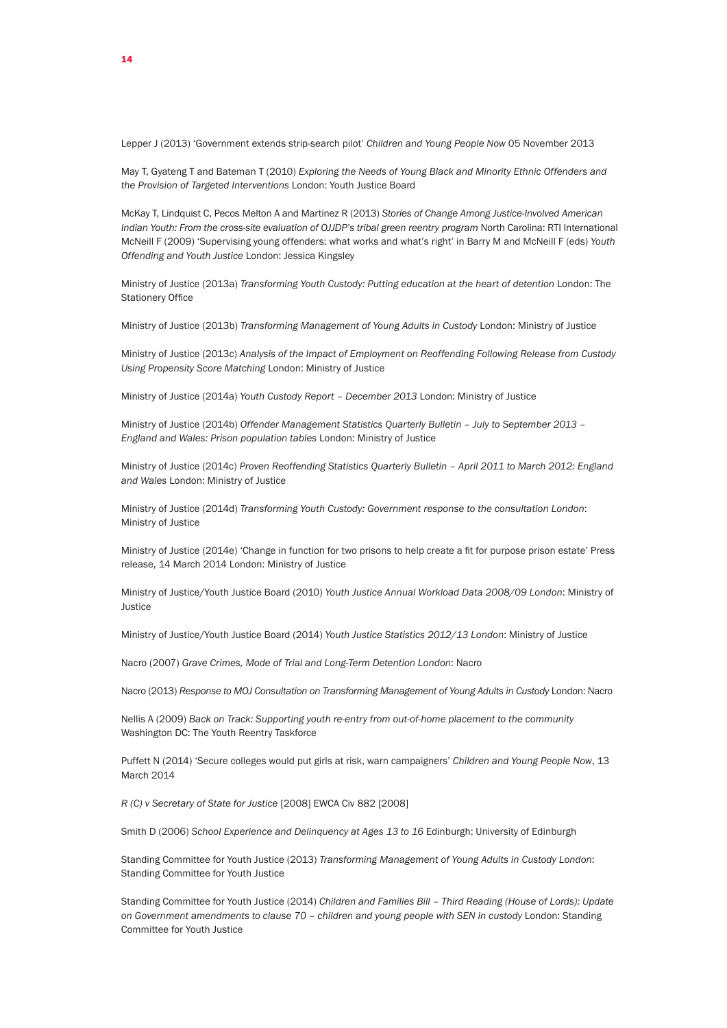Lepper J (2013) 'Government extends strip-search pilot' *Children and Young People Now* 05 November 2013

May T, Gyateng T and Bateman T (2010) *Exploring the Needs of Young Black and Minority Ethnic Offenders and the Provision of Targeted Interventions* London: Youth Justice Board

McKay T, Lindquist C, Pecos Melton A and Martinez R (2013) *Stories of Change Among Justice-Involved American Indian Youth: From the cross-site evaluation of OJJDP's tribal green reentry program* North Carolina: RTI International
McNeill F (2009) 'Supervising young offenders: what works and what's right' in Barry M and McNeill F (eds) *Youth Offending and Youth Justice* London: Jessica Kingsley

Ministry of Justice (2013a) *Transforming Youth Custody: Putting education at the heart of detention* London: The Stationery Office

Ministry of Justice (2013b) *Transforming Management of Young Adults in Custody* London: Ministry of Justice

Ministry of Justice (2013c) *Analysis of the Impact of Employment on Reoffending Following Release from Custody Using Propensity Score Matching* London: Ministry of Justice

Ministry of Justice (2014a) *Youth Custody Report – December 2013* London: Ministry of Justice

Ministry of Justice (2014b) *Offender Management Statistics Quarterly Bulletin – July to September 2013 – England and Wales: Prison population tables* London: Ministry of Justice

Ministry of Justice (2014c) *Proven Reoffending Statistics Quarterly Bulletin – April 2011 to March 2012: England and Wales* London: Ministry of Justice

Ministry of Justice (2014d) *Transforming Youth Custody: Government response to the consultation London*: Ministry of Justice

Ministry of Justice (2014e) 'Change in function for two prisons to help create a fit for purpose prison estate' Press release, 14 March 2014 London: Ministry of Justice

Ministry of Justice/Youth Justice Board (2010) *Youth Justice Annual Workload Data 2008/09 London*: Ministry of Justice

Ministry of Justice/Youth Justice Board (2014) *Youth Justice Statistics 2012/13 London*: Ministry of Justice

Nacro (2007) *Grave Crimes, Mode of Trial and Long-Term Detention London*: Nacro

Nacro (2013) *Response to MOJ Consultation on Transforming Management of Young Adults in Custody* London: Nacro

Nellis A (2009) *Back on Track: Supporting youth re-entry from out-of-home placement to the community* Washington DC: The Youth Reentry Taskforce

Puffett N (2014) 'Secure colleges would put girls at risk, warn campaigners' *Children and Young People Now*, 13 March 2014

*R (C) v Secretary of State for Justice* [2008] EWCA Civ 882 [2008]

Smith D (2006) *School Experience and Delinquency at Ages 13 to 16* Edinburgh: University of Edinburgh

Standing Committee for Youth Justice (2013) *Transforming Management of Young Adults in Custody London*: Standing Committee for Youth Justice

Standing Committee for Youth Justice (2014) *Children and Families Bill – Third Reading (House of Lords): Update on Government amendments to clause 70 – children and young people with SEN in custody* London: Standing Committee for Youth Justice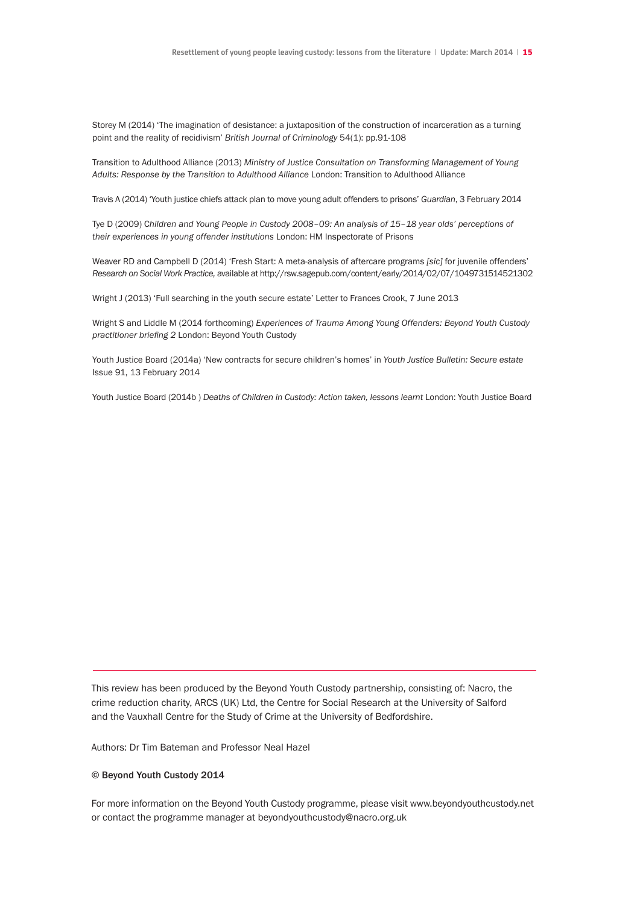Storey M (2014) 'The imagination of desistance: a juxtaposition of the construction of incarceration as a turning point and the reality of recidivism' *British Journal of Criminology* 54(1): pp.91-108

Transition to Adulthood Alliance (2013) *Ministry of Justice Consultation on Transforming Management of Young Adults: Response by the Transition to Adulthood Alliance* London: Transition to Adulthood Alliance

Travis A (2014) 'Youth justice chiefs attack plan to move young adult offenders to prisons' *Guardian*, 3 February 2014

Tye D (2009) *Children and Young People in Custody 2008–09: An analysis of 15–18 year olds' perceptions of their experiences in young offender institutions* London: HM Inspectorate of Prisons

Weaver RD and Campbell D (2014) 'Fresh Start: A meta-analysis of aftercare programs *[sic]* for juvenile offenders' *Research on Social Work Practice,* available at http://rsw.sagepub.com/content/early/2014/02/07/1049731514521302

Wright J (2013) 'Full searching in the youth secure estate' Letter to Frances Crook, 7 June 2013

Wright S and Liddle M (2014 forthcoming) *Experiences of Trauma Among Young Offenders: Beyond Youth Custody practitioner briefing 2* London: Beyond Youth Custody

Youth Justice Board (2014a) 'New contracts for secure children's homes' in *Youth Justice Bulletin: Secure estate* Issue 91, 13 February 2014

Youth Justice Board (2014b ) *Deaths of Children in Custody: Action taken, lessons learnt* London: Youth Justice Board

---

This review has been produced by the Beyond Youth Custody partnership, consisting of: Nacro, the crime reduction charity, ARCS (UK) Ltd, the Centre for Social Research at the University of Salford and the Vauxhall Centre for the Study of Crime at the University of Bedfordshire.

Authors: Dr Tim Bateman and Professor Neal Hazel

**© Beyond Youth Custody 2014**

For more information on the Beyond Youth Custody programme, please visit www.beyondyouthcustody.net or contact the programme manager at beyondyouthcustody@nacro.org.uk